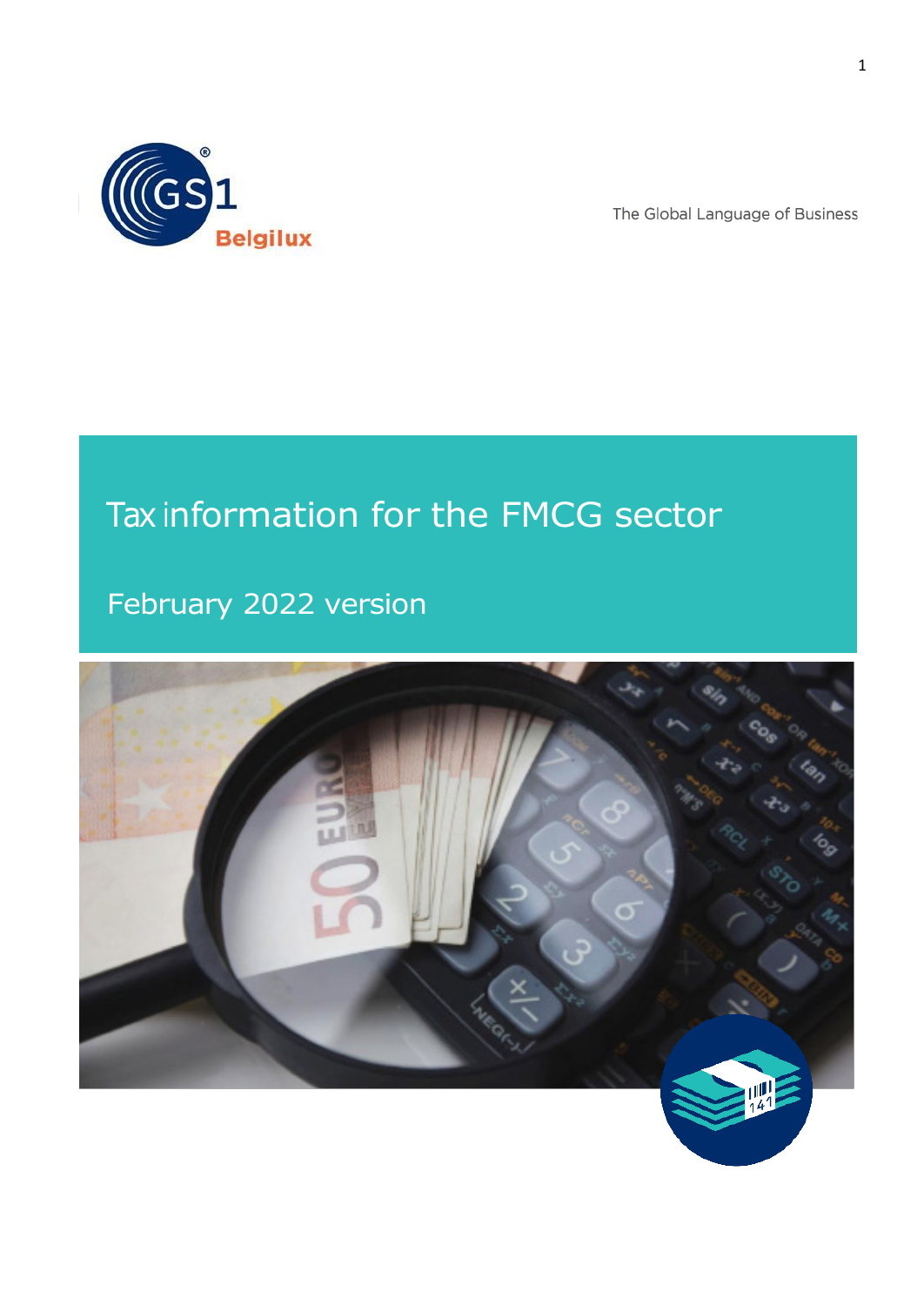GS1 Belgilux

The Global Language of Business

# Tax information for the FMCG sector

## February 2022 version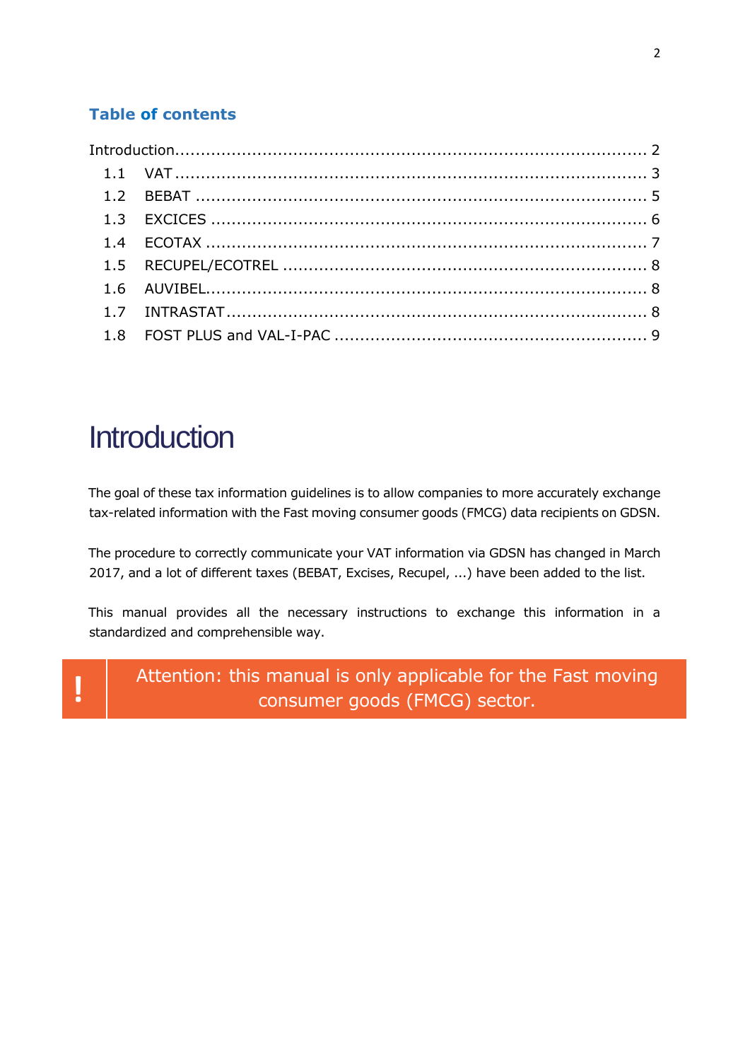### Table of contents

Introduction ........................................................................................ 2

- 1.1 VAT ........................................................................................ 3
- 1.2 BEBAT ..................................................................................... 5
- 1.3 EXCICES .................................................................................. 6
- 1.4 ECOTAX ................................................................................... 7
- 1.5 RECUPEL/ECOTREL .................................................................... 8
- 1.6 AUVIBEL.................................................................................. 8
- 1.7 INTRASTAT ............................................................................... 8
- 1.8 FOST PLUS and VAL-I-PAC ........................................................... 9

# Introduction

The goal of these tax information guidelines is to allow companies to more accurately exchange tax-related information with the Fast moving consumer goods (FMCG) data recipients on GDSN.

The procedure to correctly communicate your VAT information via GDSN has changed in March 2017, and a lot of different taxes (BEBAT, Excises, Recupel, ...) have been added to the list.

This manual provides all the necessary instructions to exchange this information in a standardized and comprehensible way.

> **!** Attention: this manual is only applicable for the Fast moving consumer goods (FMCG) sector.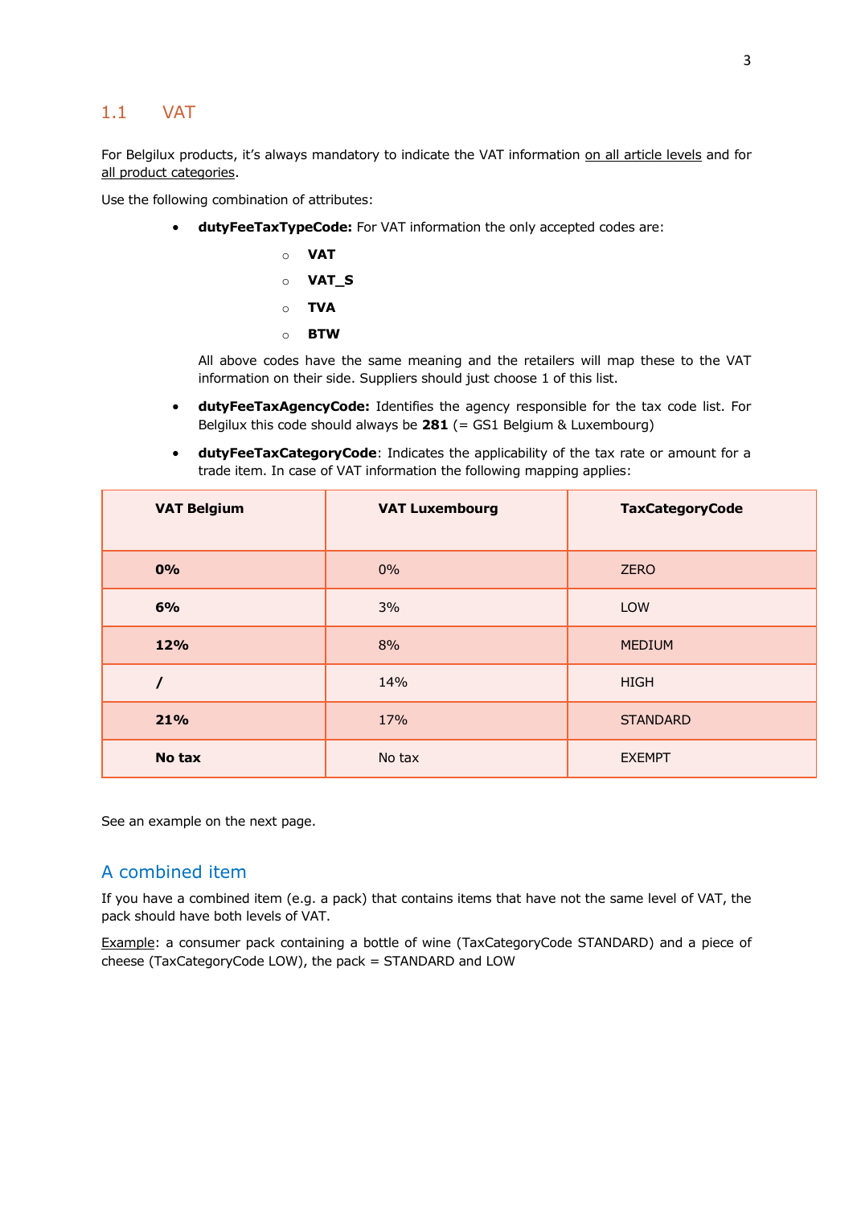## 1.1 VAT

For Belgilux products, it's always mandatory to indicate the VAT information <u>on all article levels</u> and for <u>all product categories</u>.

Use the following combination of attributes:

- **dutyFeeTaxTypeCode:** For VAT information the only accepted codes are:
  - **VAT**
  - **VAT_S**
  - **TVA**
  - **BTW**

  All above codes have the same meaning and the retailers will map these to the VAT information on their side. Suppliers should just choose 1 of this list.

- **dutyFeeTaxAgencyCode:** Identifies the agency responsible for the tax code list. For Belgilux this code should always be **281** (= GS1 Belgium & Luxembourg)

- **dutyFeeTaxCategoryCode**: Indicates the applicability of the tax rate or amount for a trade item. In case of VAT information the following mapping applies:

| VAT Belgium | VAT Luxembourg | TaxCategoryCode |
|---|---|---|
| **0%** | 0% | ZERO |
| **6%** | 3% | LOW |
| **12%** | 8% | MEDIUM |
| **/** | 14% | HIGH |
| **21%** | 17% | STANDARD |
| **No tax** | No tax | EXEMPT |

See an example on the next page.

### A combined item

If you have a combined item (e.g. a pack) that contains items that have not the same level of VAT, the pack should have both levels of VAT.

<u>Example</u>: a consumer pack containing a bottle of wine (TaxCategoryCode STANDARD) and a piece of cheese (TaxCategoryCode LOW), the pack = STANDARD and LOW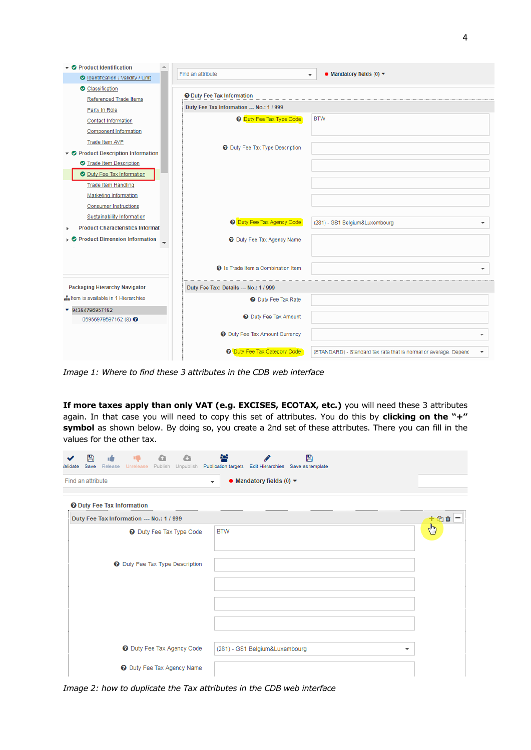*Image 1: Where to find these 3 attributes in the CDB web interface*

**If more taxes apply than only VAT (e.g. EXCISES, ECOTAX, etc.)** you will need these 3 attributes again. In that case you will need to copy this set of attributes. You do this by **clicking on the "+" symbol** as shown below. By doing so, you create a 2nd set of these attributes. There you can fill in the values for the other tax.

*Image 2: how to duplicate the Tax attributes in the CDB web interface*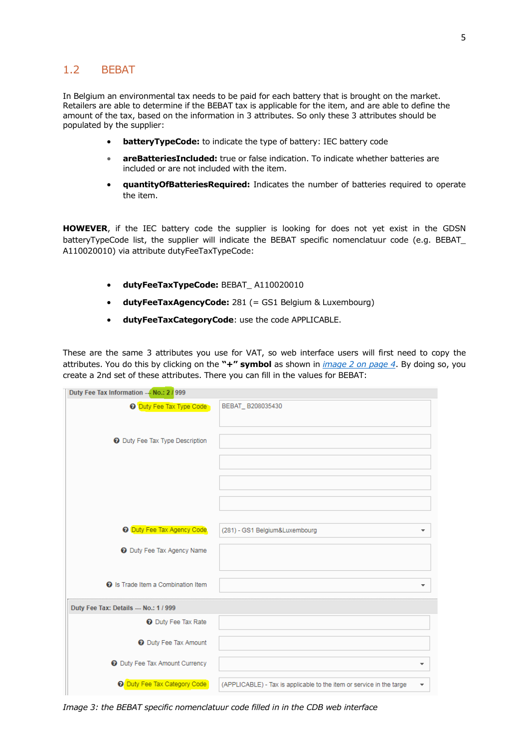## 1.2 BEBAT

In Belgium an environmental tax needs to be paid for each battery that is brought on the market. Retailers are able to determine if the BEBAT tax is applicable for the item, and are able to define the amount of the tax, based on the information in 3 attributes. So only these 3 attributes should be populated by the supplier:

- **batteryTypeCode:** to indicate the type of battery: IEC battery code
- **areBatteriesIncluded:** true or false indication. To indicate whether batteries are included or are not included with the item.
- **quantityOfBatteriesRequired:** Indicates the number of batteries required to operate the item.

**HOWEVER**, if the IEC battery code the supplier is looking for does not yet exist in the GDSN batteryTypeCode list, the supplier will indicate the BEBAT specific nomenclatuur code (e.g. BEBAT_ A110020010) via attribute dutyFeeTaxTypeCode:

- **dutyFeeTaxTypeCode:** BEBAT_ A110020010
- **dutyFeeTaxAgencyCode:** 281 (= GS1 Belgium & Luxembourg)
- **dutyFeeTaxCategoryCode**: use the code APPLICABLE.

These are the same 3 attributes you use for VAT, so web interface users will first need to copy the attributes. You do this by clicking on the **"+" symbol** as shown in *image 2 on page 4*. By doing so, you create a 2nd set of these attributes. There you can fill in the values for BEBAT:

| Duty Fee Tax Information --- No.: 2 / 999 | |
|---|---|
| Duty Fee Tax Type Code | BEBAT_ B208035430 |
| Duty Fee Tax Type Description | |
| Duty Fee Tax Agency Code | (281) - GS1 Belgium&Luxembourg |
| Duty Fee Tax Agency Name | |
| Is Trade Item a Combination Item | |
| **Duty Fee Tax: Details --- No.: 1 / 999** | |
| Duty Fee Tax Rate | |
| Duty Fee Tax Amount | |
| Duty Fee Tax Amount Currency | |
| Duty Fee Tax Category Code | (APPLICABLE) - Tax is applicable to the item or service in the targe |

*Image 3: the BEBAT specific nomenclatuur code filled in in the CDB web interface*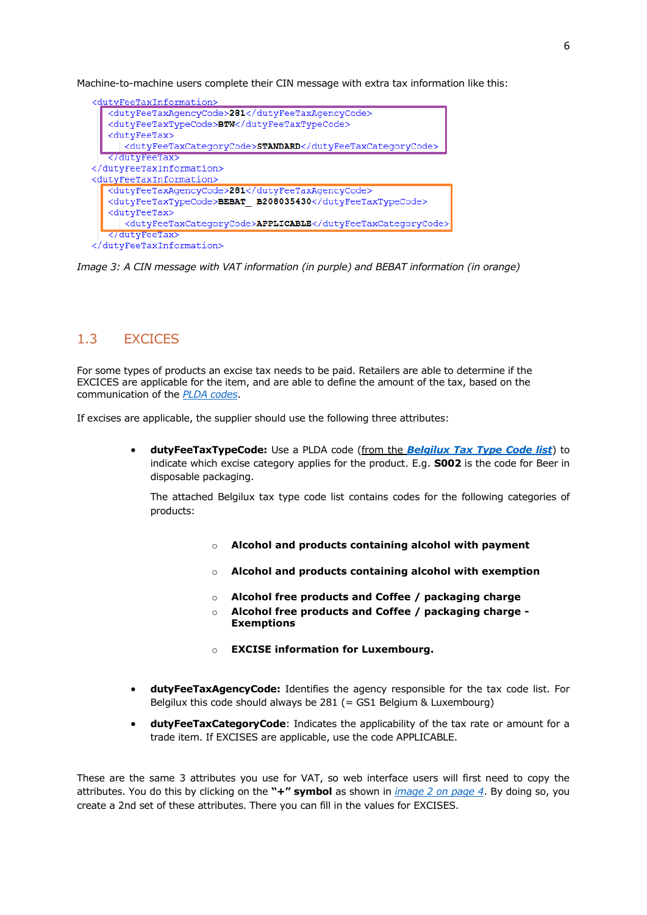Machine-to-machine users complete their CIN message with extra tax information like this:

```
<dutyFeeTaxInformation>
  <dutyFeeTaxAgencyCode>281</dutyFeeTaxAgencyCode>
  <dutyFeeTaxTypeCode>BTW</dutyFeeTaxTypeCode>
  <dutyFeeTax>
    <dutyFeeTaxCategoryCode>STANDARD</dutyFeeTaxCategoryCode>
  </dutyFeeTax>
</dutyFeeTaxInformation>
<dutyFeeTaxInformation>
  <dutyFeeTaxAgencyCode>281</dutyFeeTaxAgencyCode>
  <dutyFeeTaxTypeCode>BEBAT_ B208035430</dutyFeeTaxTypeCode>
  <dutyFeeTax>
    <dutyFeeTaxCategoryCode>APPLICABLE</dutyFeeTaxCategoryCode>
  </dutyFeeTax>
</dutyFeeTaxInformation>
```

*Image 3: A CIN message with VAT information (in purple) and BEBAT information (in orange)*

## 1.3 EXCICES

For some types of products an excise tax needs to be paid. Retailers are able to determine if the EXCICES are applicable for the item, and are able to define the amount of the tax, based on the communication of the *PLDA codes*.

If excises are applicable, the supplier should use the following three attributes:

- **dutyFeeTaxTypeCode:** Use a PLDA code (from the ***Belgilux Tax Type Code list***) to indicate which excise category applies for the product. E.g. **S002** is the code for Beer in disposable packaging.

  The attached Belgilux tax type code list contains codes for the following categories of products:

  - **Alcohol and products containing alcohol with payment**
  - **Alcohol and products containing alcohol with exemption**
  - **Alcohol free products and Coffee / packaging charge**
  - **Alcohol free products and Coffee / packaging charge - Exemptions**
  - **EXCISE information for Luxembourg.**

- **dutyFeeTaxAgencyCode:** Identifies the agency responsible for the tax code list. For Belgilux this code should always be 281 (= GS1 Belgium & Luxembourg)
- **dutyFeeTaxCategoryCode**: Indicates the applicability of the tax rate or amount for a trade item. If EXCISES are applicable, use the code APPLICABLE.

These are the same 3 attributes you use for VAT, so web interface users will first need to copy the attributes. You do this by clicking on the **"+" symbol** as shown in *image 2 on page 4*. By doing so, you create a 2nd set of these attributes. There you can fill in the values for EXCISES.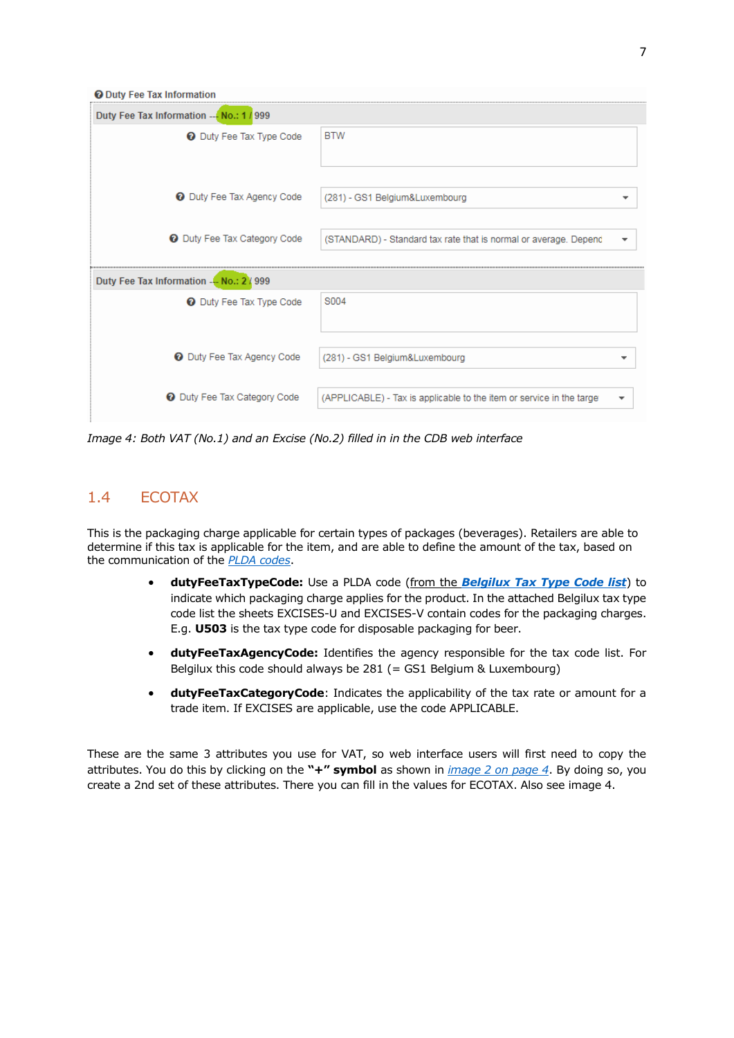Image 4: Both VAT (No.1) and an Excise (No.2) filled in in the CDB web interface

## 1.4 ECOTAX

This is the packaging charge applicable for certain types of packages (beverages). Retailers are able to determine if this tax is applicable for the item, and are able to define the amount of the tax, based on the communication of the PLDA codes.

- **dutyFeeTaxTypeCode:** Use a PLDA code (from the ***Belgilux Tax Type Code list***) to indicate which packaging charge applies for the product. In the attached Belgilux tax type code list the sheets EXCISES-U and EXCISES-V contain codes for the packaging charges. E.g. **U503** is the tax type code for disposable packaging for beer.
- **dutyFeeTaxAgencyCode:** Identifies the agency responsible for the tax code list. For Belgilux this code should always be 281 (= GS1 Belgium & Luxembourg)
- **dutyFeeTaxCategoryCode**: Indicates the applicability of the tax rate or amount for a trade item. If EXCISES are applicable, use the code APPLICABLE.

These are the same 3 attributes you use for VAT, so web interface users will first need to copy the attributes. You do this by clicking on the **"+" symbol** as shown in *image 2 on page 4*. By doing so, you create a 2nd set of these attributes. There you can fill in the values for ECOTAX. Also see image 4.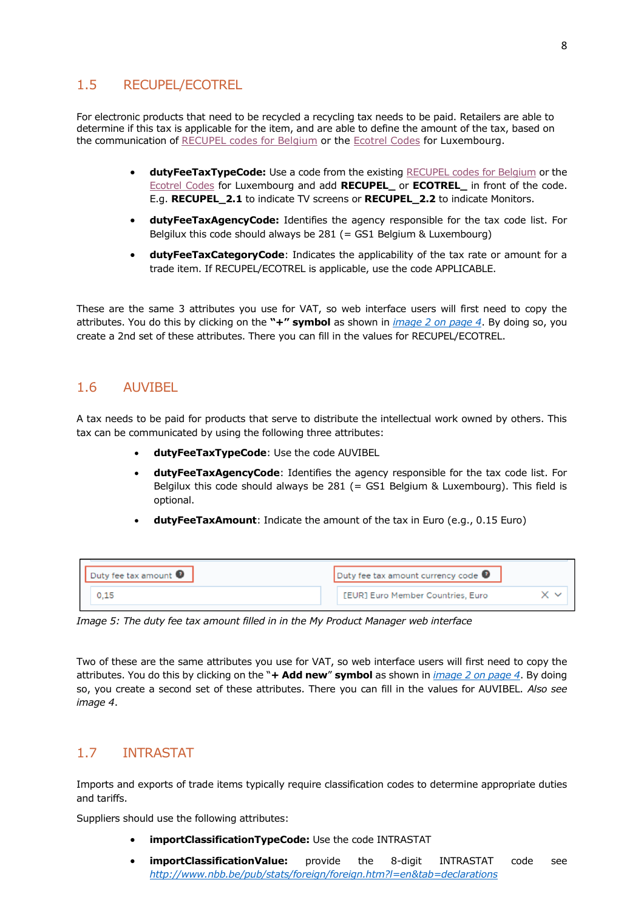## 1.5 RECUPEL/ECOTREL

For electronic products that need to be recycled a recycling tax needs to be paid. Retailers are able to determine if this tax is applicable for the item, and are able to define the amount of the tax, based on the communication of RECUPEL codes for Belgium or the Ecotrel Codes for Luxembourg.

- **dutyFeeTaxTypeCode:** Use a code from the existing RECUPEL codes for Belgium or the Ecotrel Codes for Luxembourg and add **RECUPEL_** or **ECOTREL_** in front of the code. E.g. **RECUPEL_2.1** to indicate TV screens or **RECUPEL_2.2** to indicate Monitors.
- **dutyFeeTaxAgencyCode:** Identifies the agency responsible for the tax code list. For Belgilux this code should always be 281 (= GS1 Belgium & Luxembourg)
- **dutyFeeTaxCategoryCode**: Indicates the applicability of the tax rate or amount for a trade item. If RECUPEL/ECOTREL is applicable, use the code APPLICABLE.

These are the same 3 attributes you use for VAT, so web interface users will first need to copy the attributes. You do this by clicking on the **"+" symbol** as shown in *image 2 on page 4*. By doing so, you create a 2nd set of these attributes. There you can fill in the values for RECUPEL/ECOTREL.

## 1.6 AUVIBEL

A tax needs to be paid for products that serve to distribute the intellectual work owned by others. This tax can be communicated by using the following three attributes:

- **dutyFeeTaxTypeCode**: Use the code AUVIBEL
- **dutyFeeTaxAgencyCode**: Identifies the agency responsible for the tax code list. For Belgilux this code should always be 281 (= GS1 Belgium & Luxembourg). This field is optional.
- **dutyFeeTaxAmount**: Indicate the amount of the tax in Euro (e.g., 0.15 Euro)

| Duty fee tax amount | Duty fee tax amount currency code |
|---|---|
| 0,15 | [EUR] Euro Member Countries, Euro |

*Image 5: The duty fee tax amount filled in in the My Product Manager web interface*

Two of these are the same attributes you use for VAT, so web interface users will first need to copy the attributes. You do this by clicking on the "**+ Add new**" **symbol** as shown in *image 2 on page 4*. By doing so, you create a second set of these attributes. There you can fill in the values for AUVIBEL. *Also see image 4*.

## 1.7 INTRASTAT

Imports and exports of trade items typically require classification codes to determine appropriate duties and tariffs.

Suppliers should use the following attributes:

- **importClassificationTypeCode:** Use the code INTRASTAT
- **importClassificationValue:** provide the 8-digit INTRASTAT code see *http://www.nbb.be/pub/stats/foreign/foreign.htm?l=en&tab=declarations*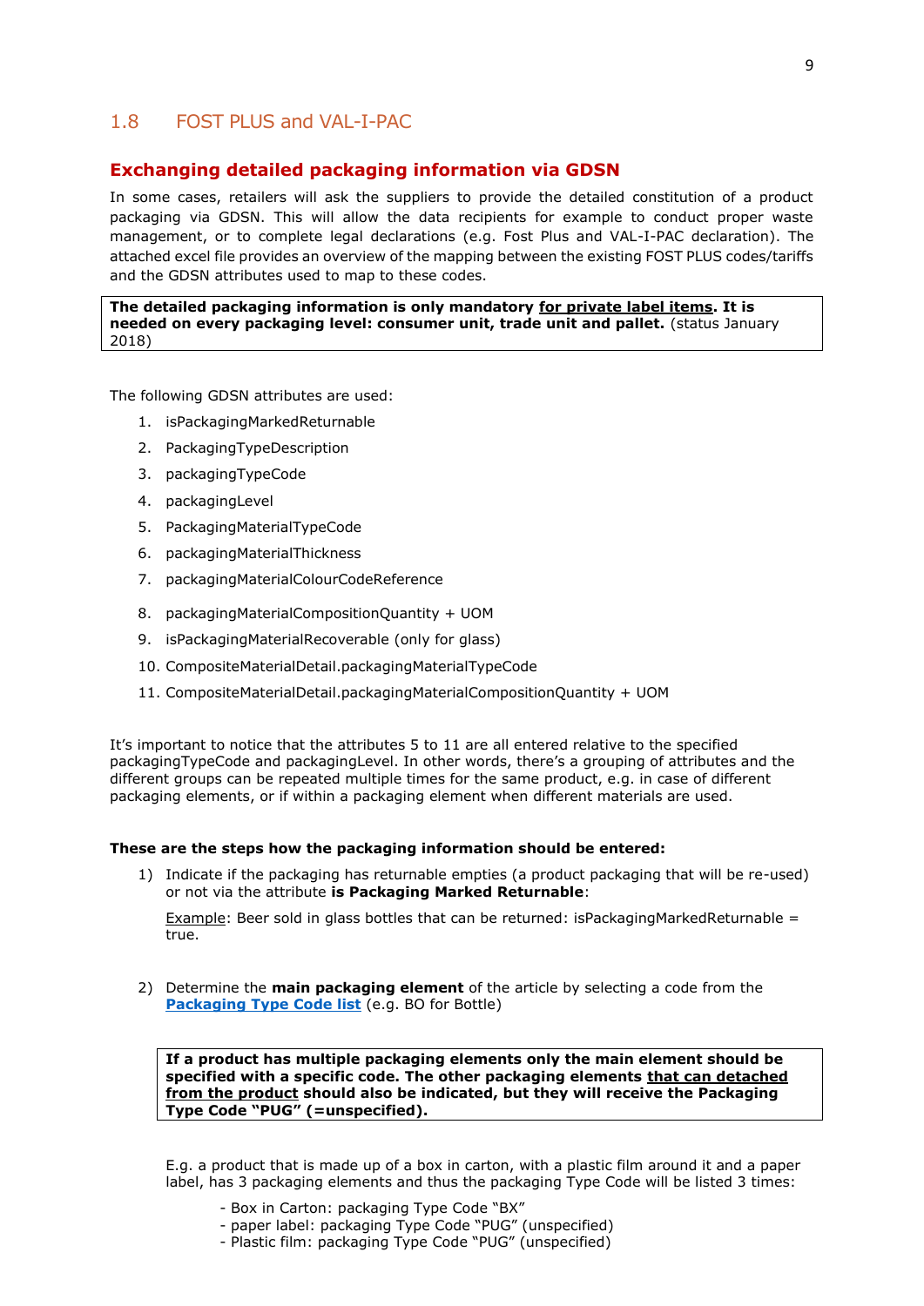## 1.8 FOST PLUS and VAL-I-PAC

### Exchanging detailed packaging information via GDSN

In some cases, retailers will ask the suppliers to provide the detailed constitution of a product packaging via GDSN. This will allow the data recipients for example to conduct proper waste management, or to complete legal declarations (e.g. Fost Plus and VAL-I-PAC declaration). The attached excel file provides an overview of the mapping between the existing FOST PLUS codes/tariffs and the GDSN attributes used to map to these codes.

> **The detailed packaging information is only mandatory <u>for private label items</u>. It is needed on every packaging level: consumer unit, trade unit and pallet.** (status January 2018)

The following GDSN attributes are used:

1. isPackagingMarkedReturnable
2. PackagingTypeDescription
3. packagingTypeCode
4. packagingLevel
5. PackagingMaterialTypeCode
6. packagingMaterialThickness
7. packagingMaterialColourCodeReference
8. packagingMaterialCompositionQuantity + UOM
9. isPackagingMaterialRecoverable (only for glass)
10. CompositeMaterialDetail.packagingMaterialTypeCode
11. CompositeMaterialDetail.packagingMaterialCompositionQuantity + UOM

It's important to notice that the attributes 5 to 11 are all entered relative to the specified packagingTypeCode and packagingLevel. In other words, there's a grouping of attributes and the different groups can be repeated multiple times for the same product, e.g. in case of different packaging elements, or if within a packaging element when different materials are used.

**These are the steps how the packaging information should be entered:**

1) Indicate if the packaging has returnable empties (a product packaging that will be re-used) or not via the attribute **is Packaging Marked Returnable**:

   <u>Example</u>: Beer sold in glass bottles that can be returned: isPackagingMarkedReturnable = true.

2) Determine the **main packaging element** of the article by selecting a code from the **[Packaging Type Code list](#)** (e.g. BO for Bottle)

   > **If a product has multiple packaging elements only the main element should be specified with a specific code. The other packaging elements <u>that can detached from the product</u> should also be indicated, but they will receive the Packaging Type Code "PUG" (=unspecified).**

   E.g. a product that is made up of a box in carton, with a plastic film around it and a paper label, has 3 packaging elements and thus the packaging Type Code will be listed 3 times:

   - Box in Carton: packaging Type Code "BX"
   - paper label: packaging Type Code "PUG" (unspecified)
   - Plastic film: packaging Type Code "PUG" (unspecified)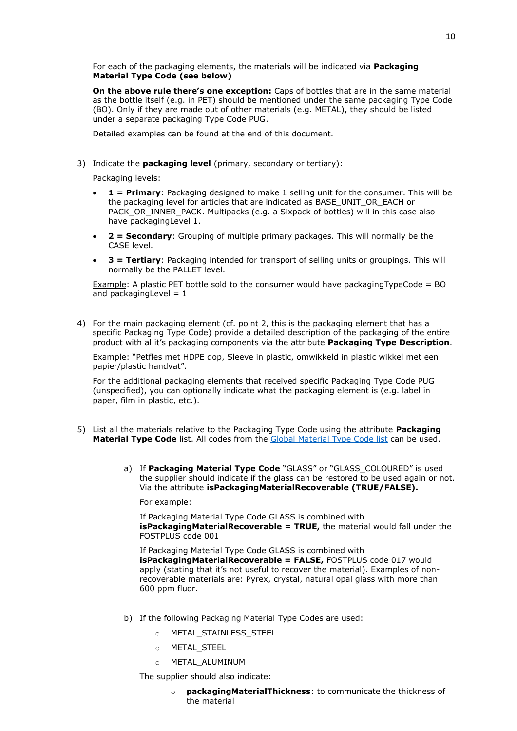For each of the packaging elements, the materials will be indicated via **Packaging Material Type Code (see below)**

**On the above rule there's one exception:** Caps of bottles that are in the same material as the bottle itself (e.g. in PET) should be mentioned under the same packaging Type Code (BO). Only if they are made out of other materials (e.g. METAL), they should be listed under a separate packaging Type Code PUG.

Detailed examples can be found at the end of this document.

3) Indicate the **packaging level** (primary, secondary or tertiary):

   Packaging levels:

   - **1 = Primary**: Packaging designed to make 1 selling unit for the consumer. This will be the packaging level for articles that are indicated as BASE_UNIT_OR_EACH or PACK_OR_INNER_PACK. Multipacks (e.g. a Sixpack of bottles) will in this case also have packagingLevel 1.
   - **2 = Secondary**: Grouping of multiple primary packages. This will normally be the CASE level.
   - **3 = Tertiary**: Packaging intended for transport of selling units or groupings. This will normally be the PALLET level.

   Example: A plastic PET bottle sold to the consumer would have packagingTypeCode = BO and packagingLevel = 1

4) For the main packaging element (cf. point 2, this is the packaging element that has a specific Packaging Type Code) provide a detailed description of the packaging of the entire product with al it's packaging components via the attribute **Packaging Type Description**.

   Example: "Petfles met HDPE dop, Sleeve in plastic, omwikkeld in plastic wikkel met een papier/plastic handvat".

   For the additional packaging elements that received specific Packaging Type Code PUG (unspecified), you can optionally indicate what the packaging element is (e.g. label in paper, film in plastic, etc.).

5) List all the materials relative to the Packaging Type Code using the attribute **Packaging Material Type Code** list. All codes from the [Global Material Type Code list]() can be used.

   a) If **Packaging Material Type Code** "GLASS" or "GLASS_COLOURED" is used the supplier should indicate if the glass can be restored to be used again or not. Via the attribute **isPackagingMaterialRecoverable (TRUE/FALSE).**

      For example:

      If Packaging Material Type Code GLASS is combined with **isPackagingMaterialRecoverable = TRUE,** the material would fall under the FOSTPLUS code 001

      If Packaging Material Type Code GLASS is combined with **isPackagingMaterialRecoverable = FALSE,** FOSTPLUS code 017 would apply (stating that it's not useful to recover the material). Examples of non-recoverable materials are: Pyrex, crystal, natural opal glass with more than 600 ppm fluor.

   b) If the following Packaging Material Type Codes are used:

      - METAL_STAINLESS_STEEL
      - METAL_STEEL
      - METAL_ALUMINUM

      The supplier should also indicate:

      - **packagingMaterialThickness**: to communicate the thickness of the material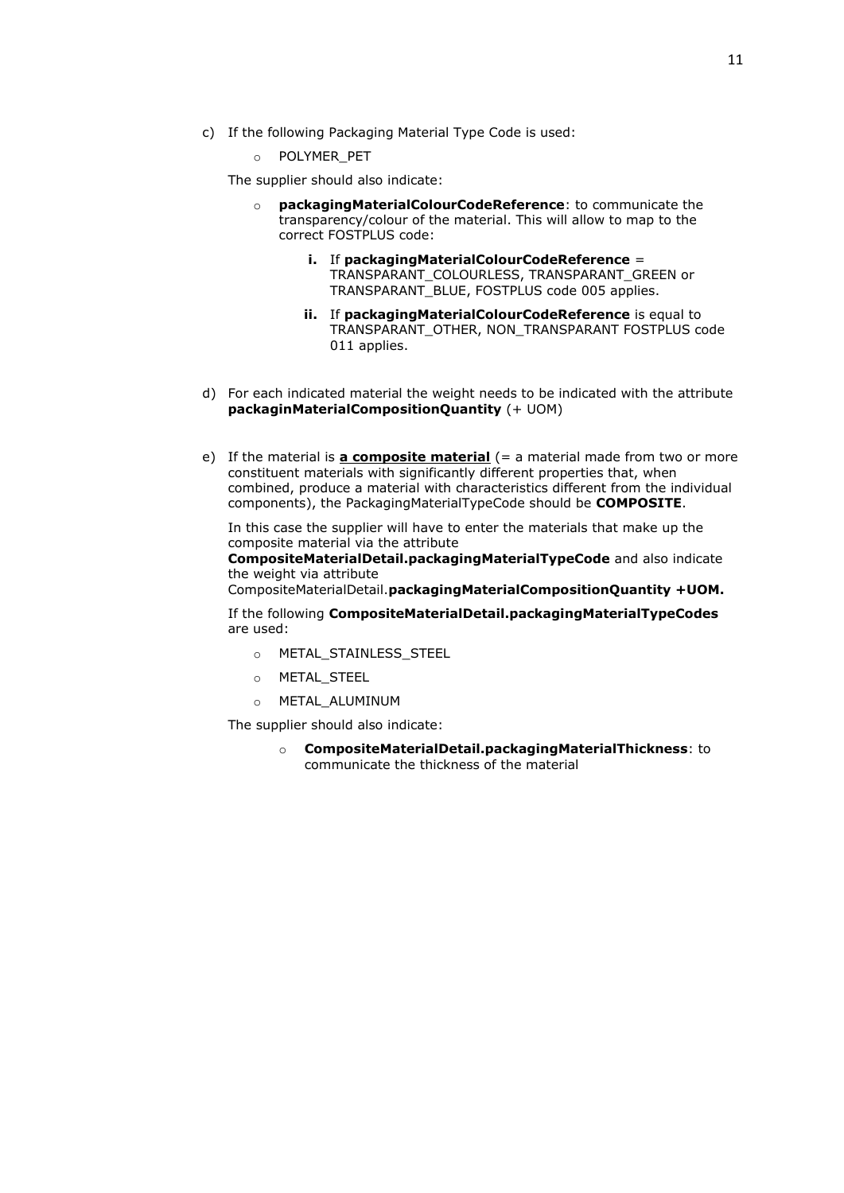c) If the following Packaging Material Type Code is used:

   - POLYMER_PET

   The supplier should also indicate:

   - **packagingMaterialColourCodeReference**: to communicate the transparency/colour of the material. This will allow to map to the correct FOSTPLUS code:

     i. If **packagingMaterialColourCodeReference** = TRANSPARANT_COLOURLESS, TRANSPARANT_GREEN or TRANSPARANT_BLUE, FOSTPLUS code 005 applies.

     ii. If **packagingMaterialColourCodeReference** is equal to TRANSPARANT_OTHER, NON_TRANSPARANT FOSTPLUS code 011 applies.

d) For each indicated material the weight needs to be indicated with the attribute **packaginMaterialCompositionQuantity** (+ UOM)

e) If the material is **<u>a composite material</u>** (= a material made from two or more constituent materials with significantly different properties that, when combined, produce a material with characteristics different from the individual components), the PackagingMaterialTypeCode should be **COMPOSITE**.

   In this case the supplier will have to enter the materials that make up the composite material via the attribute **CompositeMaterialDetail.packagingMaterialTypeCode** and also indicate the weight via attribute CompositeMaterialDetail.**packagingMaterialCompositionQuantity +UOM.**

   If the following **CompositeMaterialDetail.packagingMaterialTypeCodes** are used:

   - METAL_STAINLESS_STEEL
   - METAL_STEEL
   - METAL_ALUMINUM

   The supplier should also indicate:

   - **CompositeMaterialDetail.packagingMaterialThickness**: to communicate the thickness of the material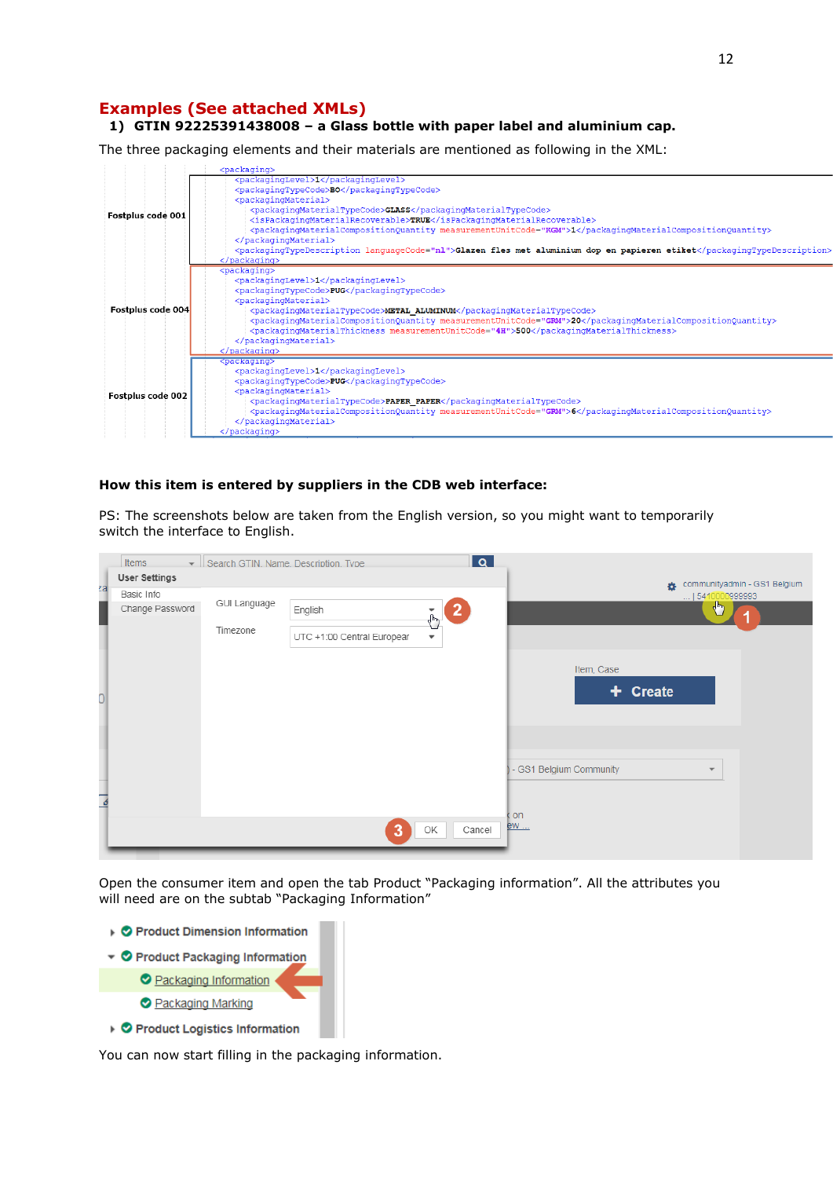# Examples (See attached XMLs)

## 1) GTIN 92225391438008 – a Glass bottle with paper label and aluminium cap.

The three packaging elements and their materials are mentioned as following in the XML:

Fostplus code 001

```
<packaging>
    <packagingLevel>1</packagingLevel>
    <packagingTypeCode>BO</packagingTypeCode>
    <packagingMaterial>
        <packagingMaterialTypeCode>GLASS</packagingMaterialTypeCode>
        <isPackagingMaterialRecoverable>TRUE</isPackagingMaterialRecoverable>
        <packagingMaterialCompositionQuantity measurementUnitCode="KGM">1</packagingMaterialCompositionQuantity>
    </packagingMaterial>
    <packagingTypeDescription languageCode="nl">Glazen fles met aluminium dop en papieren etiket</packagingTypeDescription>
</packaging>
```

Fostplus code 004

```
<packaging>
    <packagingLevel>1</packagingLevel>
    <packagingTypeCode>PUG</packagingTypeCode>
    <packagingMaterial>
        <packagingMaterialTypeCode>METAL_ALUMINUM</packagingMaterialTypeCode>
        <packagingMaterialCompositionQuantity measurementUnitCode="GRM">20</packagingMaterialCompositionQuantity>
        <packagingMaterialThickness measurementUnitCode="4H">500</packagingMaterialThickness>
    </packagingMaterial>
</packaging>
```

Fostplus code 002

```
<packaging>
    <packagingLevel>1</packagingLevel>
    <packagingTypeCode>PUG</packagingTypeCode>
    <packagingMaterial>
        <packagingMaterialTypeCode>PAPER_PAPER</packagingMaterialTypeCode>
        <packagingMaterialCompositionQuantity measurementUnitCode="GRM">6</packagingMaterialCompositionQuantity>
    </packagingMaterial>
</packaging>
```

**How this item is entered by suppliers in the CDB web interface:**

PS: The screenshots below are taken from the English version, so you might want to temporarily switch the interface to English.

Open the consumer item and open the tab Product "Packaging information". All the attributes you will need are on the subtab "Packaging Information"

You can now start filling in the packaging information.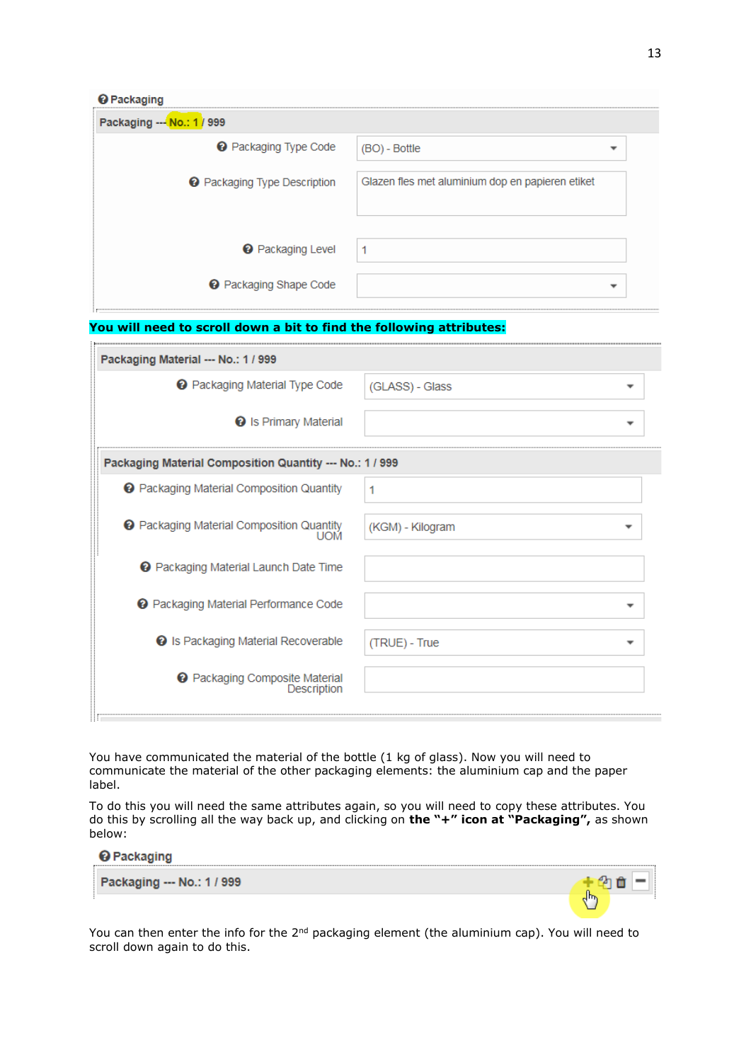**Packaging**

**Packaging --- No.: 1 / 999**

| Field | Value |
|---|---|
| Packaging Type Code | (BO) - Bottle |
| Packaging Type Description | Glazen fles met aluminium dop en papieren etiket |
| Packaging Level | 1 |
| Packaging Shape Code | |

**You will need to scroll down a bit to find the following attributes:**

**Packaging Material --- No.: 1 / 999**

| Field | Value |
|---|---|
| Packaging Material Type Code | (GLASS) - Glass |
| Is Primary Material | |

**Packaging Material Composition Quantity --- No.: 1 / 999**

| Field | Value |
|---|---|
| Packaging Material Composition Quantity | 1 |
| Packaging Material Composition Quantity UOM | (KGM) - Kilogram |
| Packaging Material Launch Date Time | |
| Packaging Material Performance Code | |
| Is Packaging Material Recoverable | (TRUE) - True |
| Packaging Composite Material Description | |

You have communicated the material of the bottle (1 kg of glass). Now you will need to communicate the material of the other packaging elements: the aluminium cap and the paper label.

To do this you will need the same attributes again, so you will need to copy these attributes. You do this by scrolling all the way back up, and clicking on **the "+" icon at "Packaging",** as shown below:

**Packaging**

**Packaging --- No.: 1 / 999**

You can then enter the info for the 2nd packaging element (the aluminium cap). You will need to scroll down again to do this.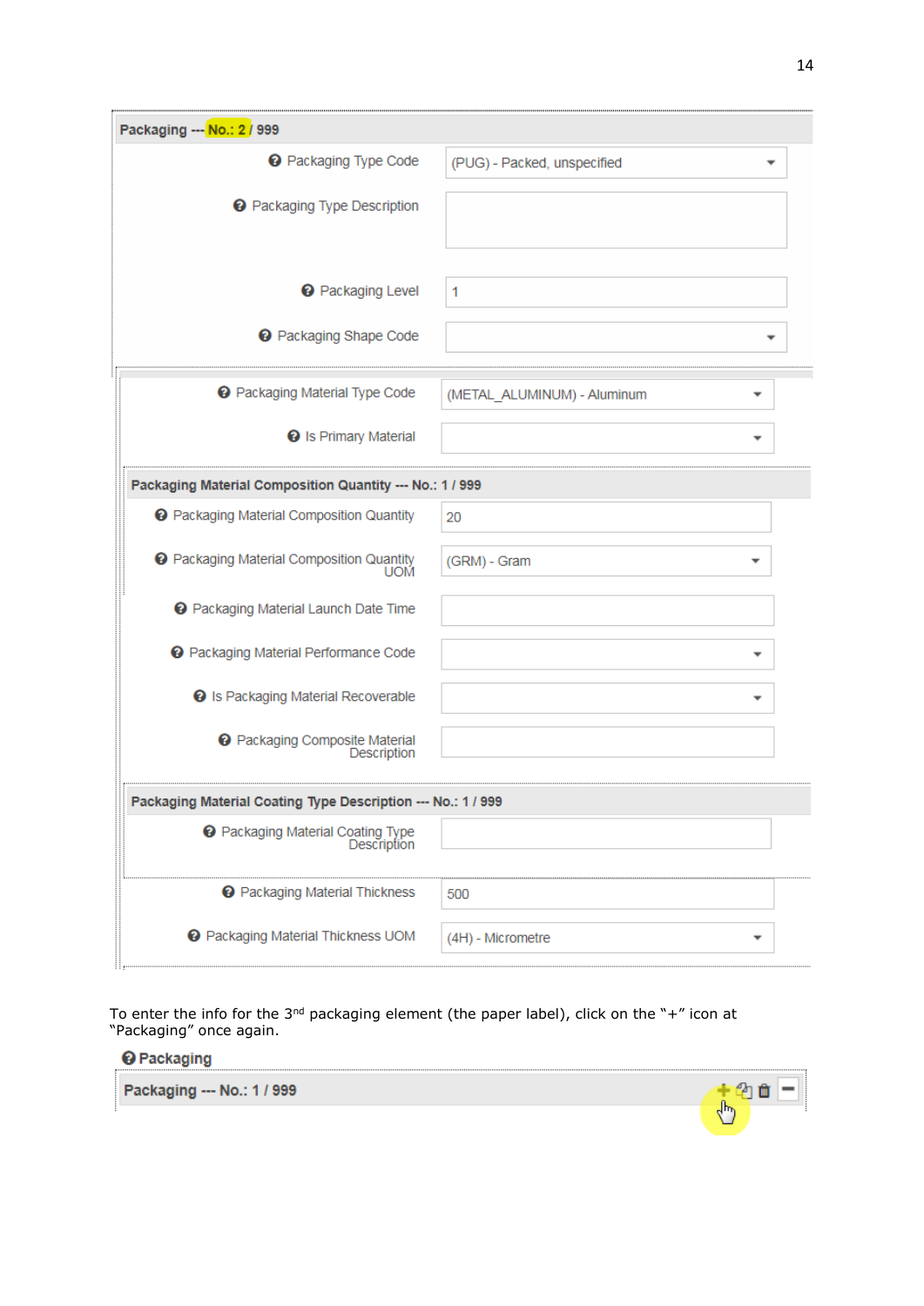**Packaging --- No.: 2 / 999**

| Field | Value |
| --- | --- |
| Packaging Type Code | (PUG) - Packed, unspecified |
| Packaging Type Description | |
| Packaging Level | 1 |
| Packaging Shape Code | |
| Packaging Material Type Code | (METAL_ALUMINUM) - Aluminum |
| Is Primary Material | |

**Packaging Material Composition Quantity --- No.: 1 / 999**

| Field | Value |
| --- | --- |
| Packaging Material Composition Quantity | 20 |
| Packaging Material Composition Quantity UOM | (GRM) - Gram |
| Packaging Material Launch Date Time | |
| Packaging Material Performance Code | |
| Is Packaging Material Recoverable | |
| Packaging Composite Material Description | |

**Packaging Material Coating Type Description --- No.: 1 / 999**

| Field | Value |
| --- | --- |
| Packaging Material Coating Type Description | |
| Packaging Material Thickness | 500 |
| Packaging Material Thickness UOM | (4H) - Micrometre |

To enter the info for the 3rd packaging element (the paper label), click on the "+" icon at "Packaging" once again.

**Packaging**

**Packaging --- No.: 1 / 999**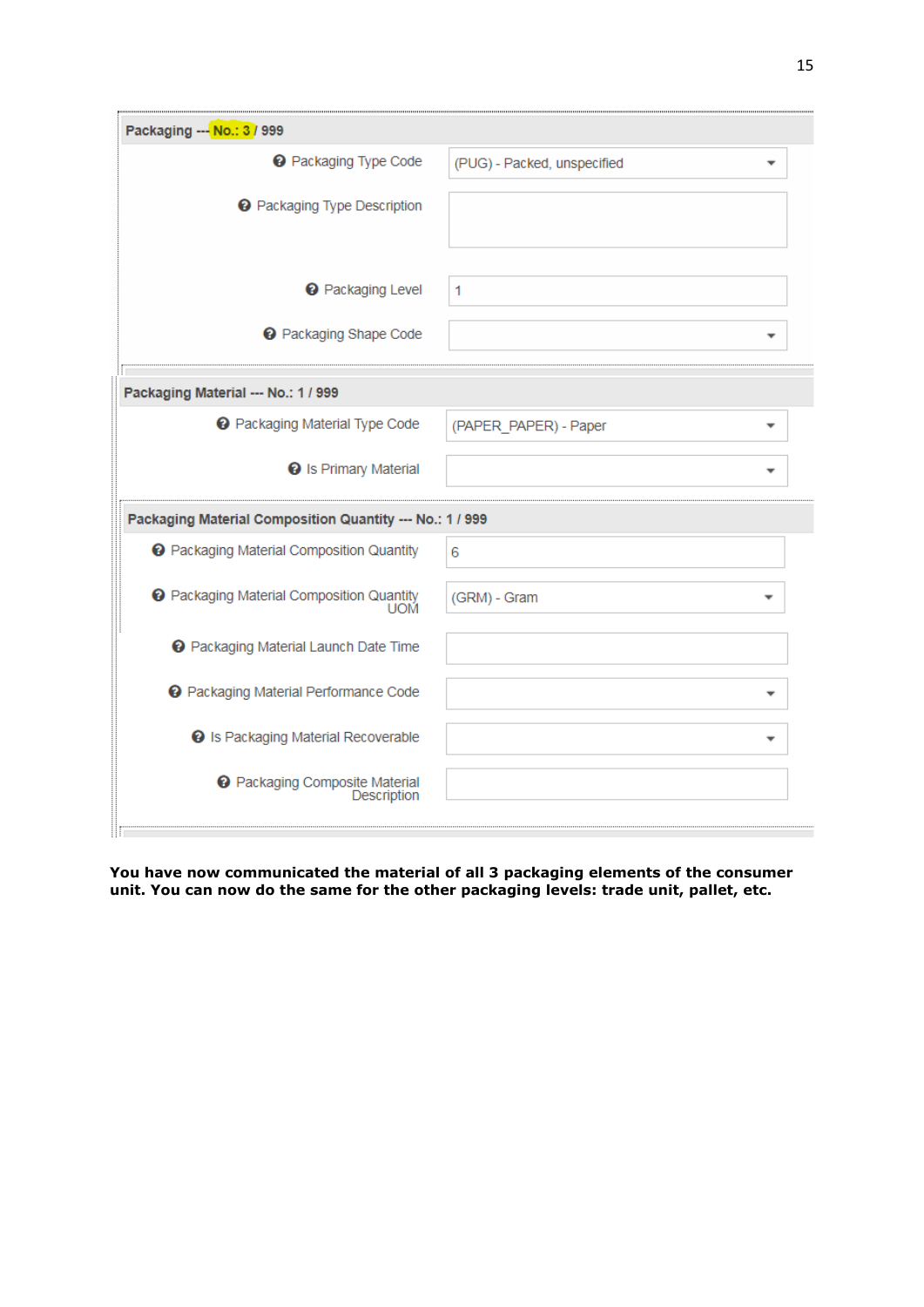**Packaging --- No.: 3 / 999**

| Field | Value |
| --- | --- |
| Packaging Type Code | (PUG) - Packed, unspecified |
| Packaging Type Description | |
| Packaging Level | 1 |
| Packaging Shape Code | |

**Packaging Material --- No.: 1 / 999**

| Field | Value |
| --- | --- |
| Packaging Material Type Code | (PAPER_PAPER) - Paper |
| Is Primary Material | |

**Packaging Material Composition Quantity --- No.: 1 / 999**

| Field | Value |
| --- | --- |
| Packaging Material Composition Quantity | 6 |
| Packaging Material Composition Quantity UOM | (GRM) - Gram |
| Packaging Material Launch Date Time | |
| Packaging Material Performance Code | |
| Is Packaging Material Recoverable | |
| Packaging Composite Material Description | |

**You have now communicated the material of all 3 packaging elements of the consumer unit. You can now do the same for the other packaging levels: trade unit, pallet, etc.**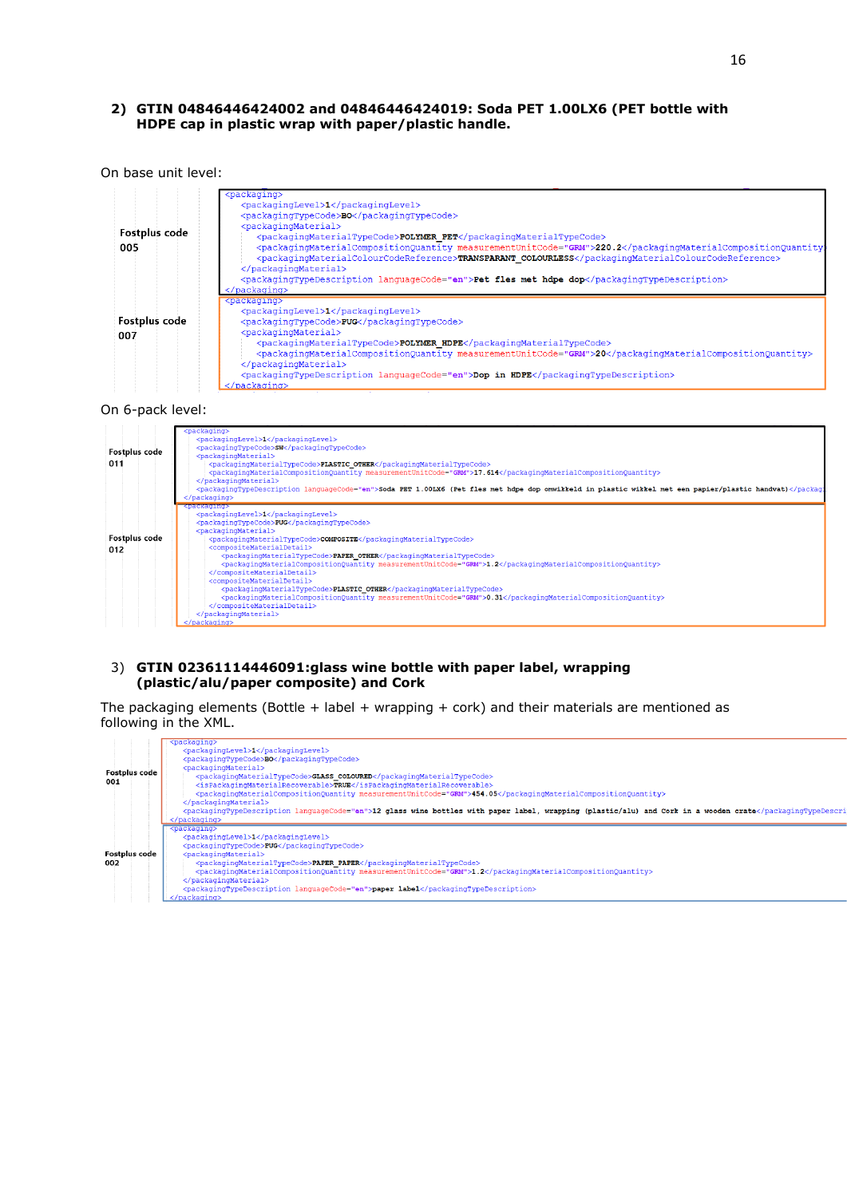## 2) GTIN 04846446424002 and 04846446424019: Soda PET 1.00LX6 (PET bottle with HDPE cap in plastic wrap with paper/plastic handle.

On base unit level:

**Fostplus code 005**

```
<packaging>
    <packagingLevel>1</packagingLevel>
    <packagingTypeCode>BO</packagingTypeCode>
    <packagingMaterial>
        <packagingMaterialTypeCode>POLYMER_PET</packagingMaterialTypeCode>
        <packagingMaterialCompositionQuantity measurementUnitCode="GRM">220.2</packagingMaterialCompositionQuantity>
        <packagingMaterialColourCodeReference>TRANSPARANT_COLOURLESS</packagingMaterialColourCodeReference>
    </packagingMaterial>
    <packagingTypeDescription languageCode="en">Pet fles met hdpe dop</packagingTypeDescription>
</packaging>
```

**Fostplus code 007**

```
<packaging>
    <packagingLevel>1</packagingLevel>
    <packagingTypeCode>PUG</packagingTypeCode>
    <packagingMaterial>
        <packagingMaterialTypeCode>POLYMER_HDPE</packagingMaterialTypeCode>
        <packagingMaterialCompositionQuantity measurementUnitCode="GRM">20</packagingMaterialCompositionQuantity>
    </packagingMaterial>
    <packagingTypeDescription languageCode="en">Dop in HDPE</packagingTypeDescription>
</packaging>
```

On 6-pack level:

**Fostplus code 011**

```
<packaging>
    <packagingLevel>1</packagingLevel>
    <packagingTypeCode>SW</packagingTypeCode>
    <packagingMaterial>
        <packagingMaterialTypeCode>PLASTIC_OTHER</packagingMaterialTypeCode>
        <packagingMaterialCompositionQuantity measurementUnitCode="GRM">17.614</packagingMaterialCompositionQuantity>
    </packagingMaterial>
    <packagingTypeDescription languageCode="en">Soda PET 1.00LX6 (Pet fles met hdpe dop omwikkeld in plastic wikkel met een papier/plastic handvat)</packag
</packaging>
```

**Fostplus code 012**

```
<packaging>
    <packagingLevel>1</packagingLevel>
    <packagingTypeCode>PUG</packagingTypeCode>
    <packagingMaterial>
        <packagingMaterialTypeCode>COMPOSITE</packagingMaterialTypeCode>
        <compositeMaterialDetail>
            <packagingMaterialTypeCode>PAPER_OTHER</packagingMaterialTypeCode>
            <packagingMaterialCompositionQuantity measurementUnitCode="GRM">1.2</packagingMaterialCompositionQuantity>
        </compositeMaterialDetail>
        <compositeMaterialDetail>
            <packagingMaterialTypeCode>PLASTIC_OTHER</packagingMaterialTypeCode>
            <packagingMaterialCompositionQuantity measurementUnitCode="GRM">0.31</packagingMaterialCompositionQuantity>
        </compositeMaterialDetail>
    </packagingMaterial>
</packaging>
```

## 3) GTIN 02361114446091:glass wine bottle with paper label, wrapping (plastic/alu/paper composite) and Cork

The packaging elements (Bottle + label + wrapping + cork) and their materials are mentioned as following in the XML.

**Fostplus code 001**

```
<packaging>
    <packagingLevel>1</packagingLevel>
    <packagingTypeCode>BO</packagingTypeCode>
    <packagingMaterial>
        <packagingMaterialTypeCode>GLASS_COLOURED</packagingMaterialTypeCode>
        <isPackagingMaterialRecoverable>TRUE</isPackagingMaterialRecoverable>
        <packagingMaterialCompositionQuantity measurementUnitCode="GRM">454.05</packagingMaterialCompositionQuantity>
    </packagingMaterial>
    <packagingTypeDescription languageCode="en">12 glass wine bottles with paper label, wrapping (plastic/alu) and Cork in a wooden crate</packagingTypeDescri
</packaging>
```

**Fostplus code 002**

```
<packaging>
    <packagingLevel>1</packagingLevel>
    <packagingTypeCode>PUG</packagingTypeCode>
    <packagingMaterial>
        <packagingMaterialTypeCode>PAPER_PAPER</packagingMaterialTypeCode>
        <packagingMaterialCompositionQuantity measurementUnitCode="GRM">1.2</packagingMaterialCompositionQuantity>
    </packagingMaterial>
    <packagingTypeDescription languageCode="en">paper label</packagingTypeDescription>
</packaging>
```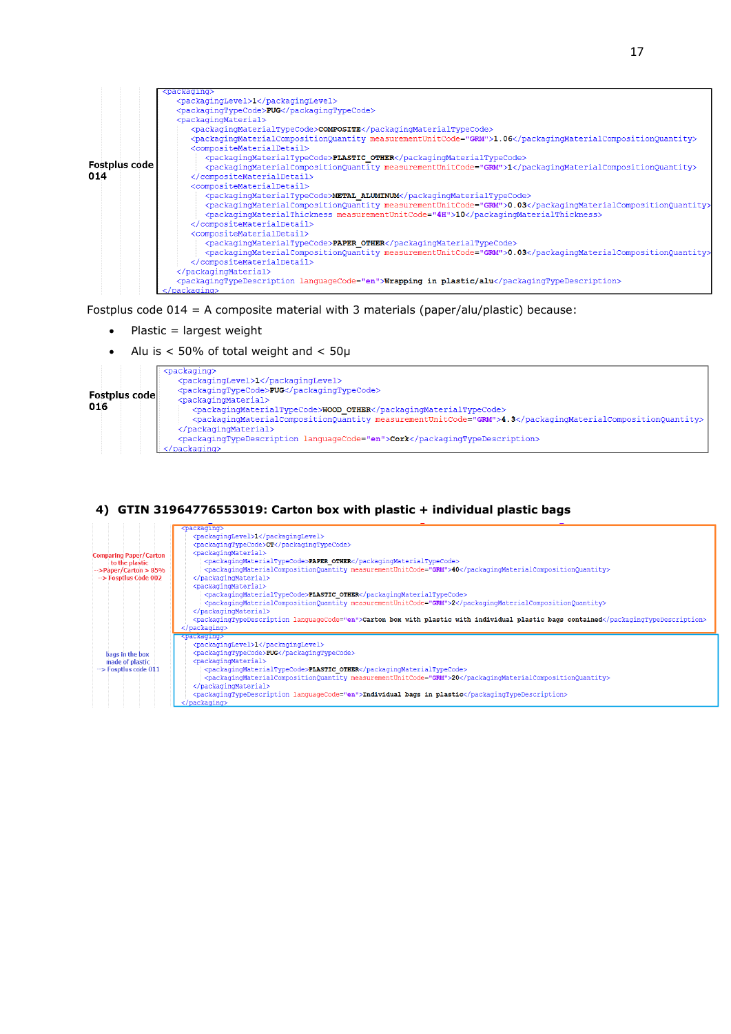Fostplus code 014

```
<packaging>
    <packagingLevel>1</packagingLevel>
    <packagingTypeCode>PUG</packagingTypeCode>
    <packagingMaterial>
        <packagingMaterialTypeCode>COMPOSITE</packagingMaterialTypeCode>
        <packagingMaterialCompositionQuantity measurementUnitCode="GRM">1.06</packagingMaterialCompositionQuantity>
        <compositeMaterialDetail>
            <packagingMaterialTypeCode>PLASTIC_OTHER</packagingMaterialTypeCode>
            <packagingMaterialCompositionQuantity measurementUnitCode="GRM">1</packagingMaterialCompositionQuantity>
        </compositeMaterialDetail>
        <compositeMaterialDetail>
            <packagingMaterialTypeCode>METAL_ALUMINUM</packagingMaterialTypeCode>
            <packagingMaterialCompositionQuantity measurementUnitCode="GRM">0.03</packagingMaterialCompositionQuantity>
            <packagingMaterialThickness measurementUnitCode="4H">10</packagingMaterialThickness>
        </compositeMaterialDetail>
        <compositeMaterialDetail>
            <packagingMaterialTypeCode>PAPER_OTHER</packagingMaterialTypeCode>
            <packagingMaterialCompositionQuantity measurementUnitCode="GRM">0.03</packagingMaterialCompositionQuantity>
        </compositeMaterialDetail>
    </packagingMaterial>
    <packagingTypeDescription languageCode="en">Wrapping in plastic/alu</packagingTypeDescription>
</packaging>
```

Fostplus code 014 = A composite material with 3 materials (paper/alu/plastic) because:

- Plastic = largest weight
- Alu is < 50% of total weight and < 50µ

Fostplus code 016

```
<packaging>
    <packagingLevel>1</packagingLevel>
    <packagingTypeCode>PUG</packagingTypeCode>
    <packagingMaterial>
        <packagingMaterialTypeCode>WOOD_OTHER</packagingMaterialTypeCode>
        <packagingMaterialCompositionQuantity measurementUnitCode="GRM">4.3</packagingMaterialCompositionQuantity>
    </packagingMaterial>
    <packagingTypeDescription languageCode="en">Cork</packagingTypeDescription>
</packaging>
```

## 4) GTIN 31964776553019: Carton box with plastic + individual plastic bags

Comparing Paper/Carton to the plastic --> Paper/Carton > 85% --> Fosptlus Code 002

```
<packaging>
    <packagingLevel>1</packagingLevel>
    <packagingTypeCode>CT</packagingTypeCode>
    <packagingMaterial>
        <packagingMaterialTypeCode>PAPER_OTHER</packagingMaterialTypeCode>
        <packagingMaterialCompositionQuantity measurementUnitCode="GRM">40</packagingMaterialCompositionQuantity>
    </packagingMaterial>
    <packagingMaterial>
        <packagingMaterialTypeCode>PLASTIC_OTHER</packagingMaterialTypeCode>
        <packagingMaterialCompositionQuantity measurementUnitCode="GRM">2</packagingMaterialCompositionQuantity>
    </packagingMaterial>
    <packagingTypeDescription languageCode="en">Carton box with plastic with individual plastic bags contained</packagingTypeDescription>
</packaging>
```

bags in the box made of plastic --> Fosptlus code 011

```
<packaging>
    <packagingLevel>1</packagingLevel>
    <packagingTypeCode>PUG</packagingTypeCode>
    <packagingMaterial>
        <packagingMaterialTypeCode>PLASTIC_OTHER</packagingMaterialTypeCode>
        <packagingMaterialCompositionQuantity measurementUnitCode="GRM">20</packagingMaterialCompositionQuantity>
    </packagingMaterial>
    <packagingTypeDescription languageCode="en">Individual bags in plastic</packagingTypeDescription>
</packaging>
```